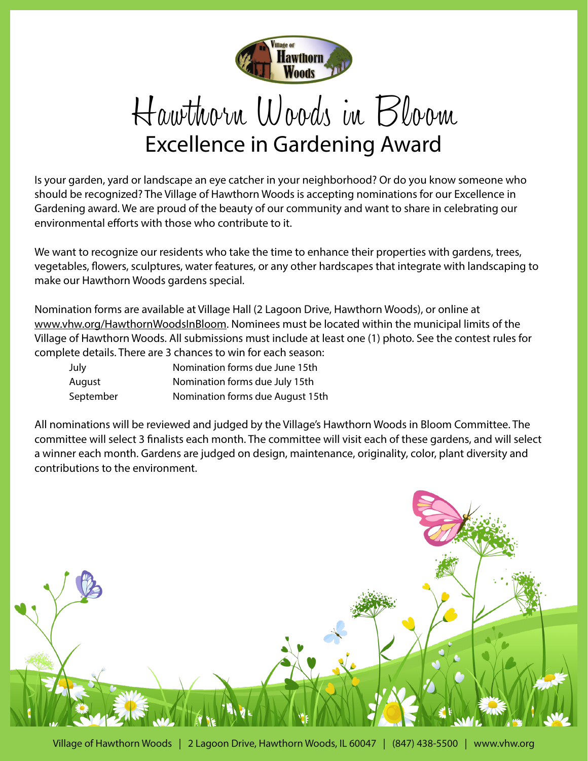# Hawthorn Woods in Bloom

## Excellence in Gardening Award

Is your garden, yard or landscape an eye catcher in your neighborhood? Or do you know someone who should be recognized? The Village of Hawthorn Woods is accepting nominations for our Excellence in Gardening award. We are proud of the beauty of our community and want to share in celebrating our environmental efforts with those who contribute to it.

We want to recognize our residents who take the time to enhance their properties with gardens, trees, vegetables, flowers, sculptures, water features, or any other hardscapes that integrate with landscaping to make our Hawthorn Woods gardens special.

Nomination forms are available at Village Hall (2 Lagoon Drive, Hawthorn Woods), or online at www.vhw.org/HawthornWoodsInBloom. Nominees must be located within the municipal limits of the Village of Hawthorn Woods. All submissions must include at least one (1) photo. See the contest rules for complete details. There are 3 chances to win for each season:

| | |
|---|---|
| July | Nomination forms due June 15th |
| August | Nomination forms due July 15th |
| September | Nomination forms due August 15th |

All nominations will be reviewed and judged by the Village's Hawthorn Woods in Bloom Committee. The committee will select 3 finalists each month. The committee will visit each of these gardens, and will select a winner each month. Gardens are judged on design, maintenance, originality, color, plant diversity and contributions to the environment.

Village of Hawthorn Woods | 2 Lagoon Drive, Hawthorn Woods, IL 60047 | (847) 438-5500 | www.vhw.org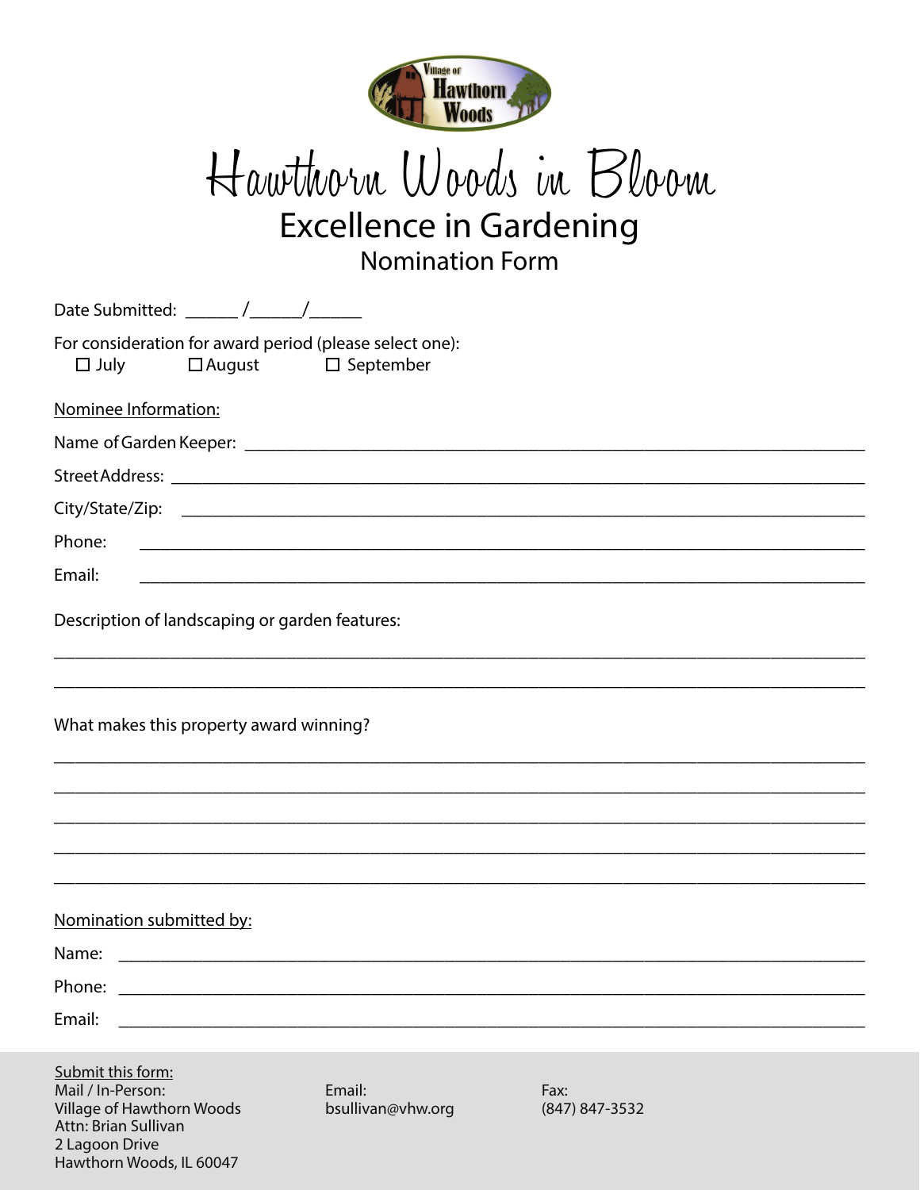# Hawthorn Woods in Bloom

## Excellence in Gardening

### Nomination Form

Date Submitted: ______ /______/______

For consideration for award period (please select one):

☐ July ☐ August ☐ September

Nominee Information:

Name of Garden Keeper: ___________________________________________

Street Address: ___________________________________________

City/State/Zip: ___________________________________________

Phone: ___________________________________________

Email: ___________________________________________

Description of landscaping or garden features:

___________________________________________

___________________________________________

What makes this property award winning?

___________________________________________

___________________________________________

___________________________________________

___________________________________________

___________________________________________

Nomination submitted by:

Name: ___________________________________________

Phone: ___________________________________________

Email: ___________________________________________

Submit this form:

Mail / In-Person:
Village of Hawthorn Woods
Attn: Brian Sullivan
2 Lagoon Drive
Hawthorn Woods, IL 60047

Email:
bsullivan@vhw.org

Fax:
(847) 847-3532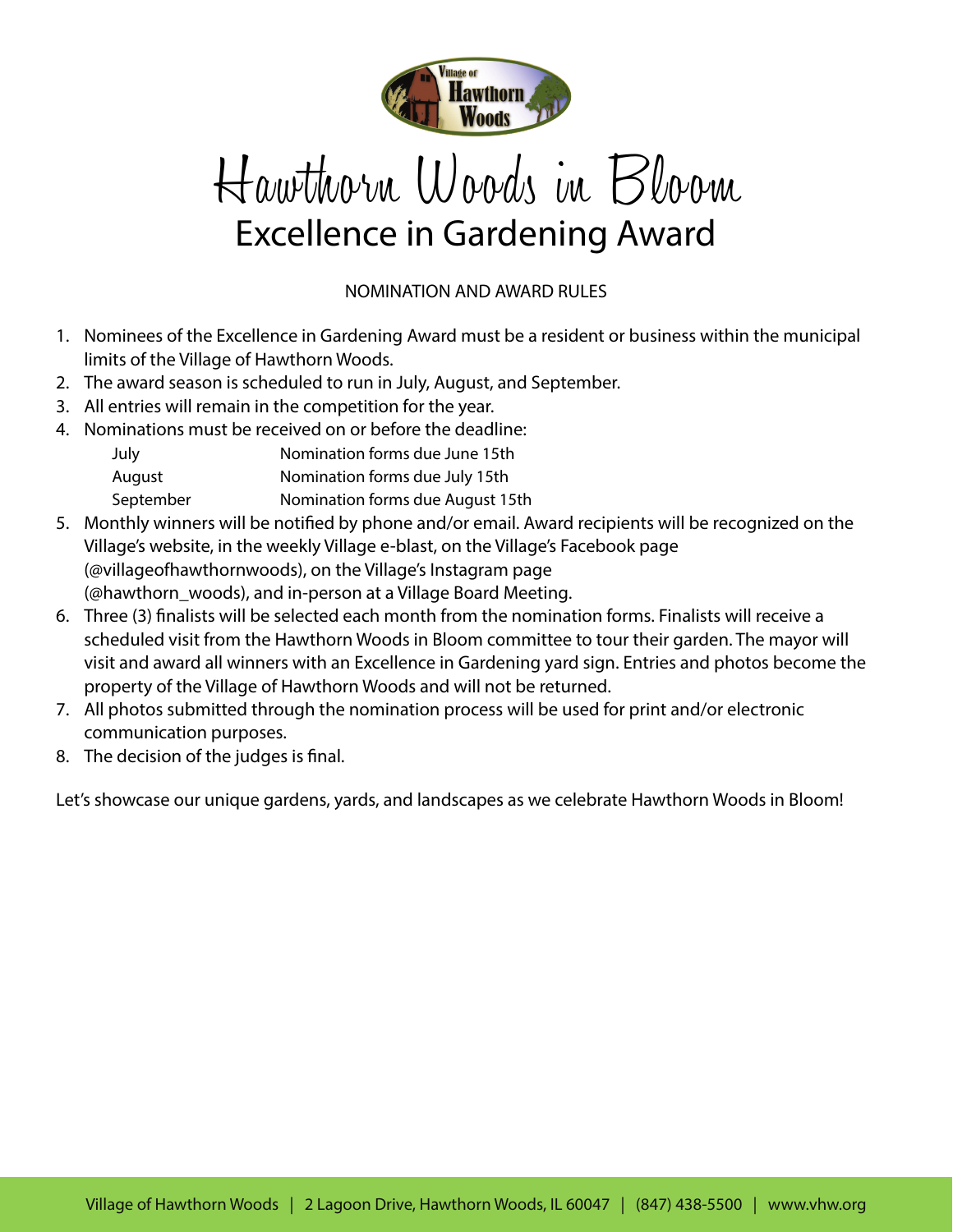# Hawthorn Woods in Bloom

## Excellence in Gardening Award

NOMINATION AND AWARD RULES

1. Nominees of the Excellence in Gardening Award must be a resident or business within the municipal limits of the Village of Hawthorn Woods.
2. The award season is scheduled to run in July, August, and September.
3. All entries will remain in the competition for the year.
4. Nominations must be received on or before the deadline:

| | |
|---|---|
| July | Nomination forms due June 15th |
| August | Nomination forms due July 15th |
| September | Nomination forms due August 15th |

5. Monthly winners will be notified by phone and/or email. Award recipients will be recognized on the Village's website, in the weekly Village e-blast, on the Village's Facebook page (@villageofhawthornwoods), on the Village's Instagram page (@hawthorn_woods), and in-person at a Village Board Meeting.
6. Three (3) finalists will be selected each month from the nomination forms. Finalists will receive a scheduled visit from the Hawthorn Woods in Bloom committee to tour their garden. The mayor will visit and award all winners with an Excellence in Gardening yard sign. Entries and photos become the property of the Village of Hawthorn Woods and will not be returned.
7. All photos submitted through the nomination process will be used for print and/or electronic communication purposes.
8. The decision of the judges is final.

Let's showcase our unique gardens, yards, and landscapes as we celebrate Hawthorn Woods in Bloom!

Village of Hawthorn Woods | 2 Lagoon Drive, Hawthorn Woods, IL 60047 | (847) 438-5500 | www.vhw.org